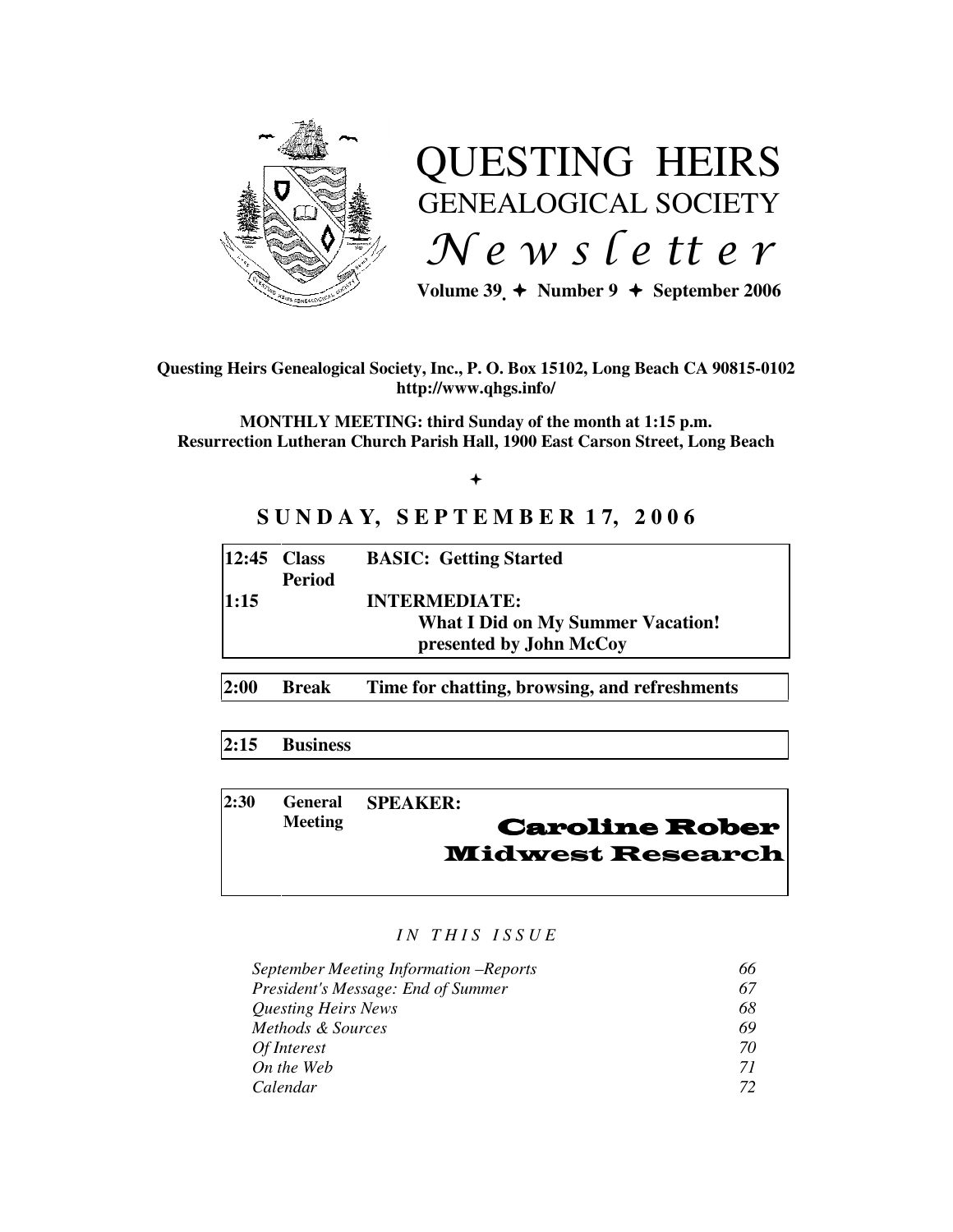# QUESTING HEIRS

## GENEALOGICAL SOCIETY

## *Newsletter*

**Volume 39. ✦ Number 9 ✦ September 2006**

**Questing Heirs Genealogical Society, Inc., P. O. Box 15102, Long Beach CA 90815-0102**
**http://www.qhgs.info/**

**MONTHLY MEETING: third Sunday of the month at 1:15 p.m.**
**Resurrection Lutheran Church Parish Hall, 1900 East Carson Street, Long Beach**

✦

## SUNDAY, SEPTEMBER 17, 2006

| | | |
|---|---|---|
| **12:45** | **Class Period** | **BASIC: Getting Started** |
| **1:15** | | **INTERMEDIATE: What I Did on My Summer Vacation! presented by John McCoy** |
| **2:00** | **Break** | **Time for chatting, browsing, and refreshments** |
| **2:15** | **Business** | |
| **2:30** | **General Meeting** | **SPEAKER: Caroline Rober — Midwest Research** |

*IN THIS ISSUE*

| | |
|---|---|
| *September Meeting Information –Reports* | *66* |
| *President's Message: End of Summer* | *67* |
| *Questing Heirs News* | *68* |
| *Methods & Sources* | *69* |
| *Of Interest* | *70* |
| *On the Web* | *71* |
| *Calendar* | *72* |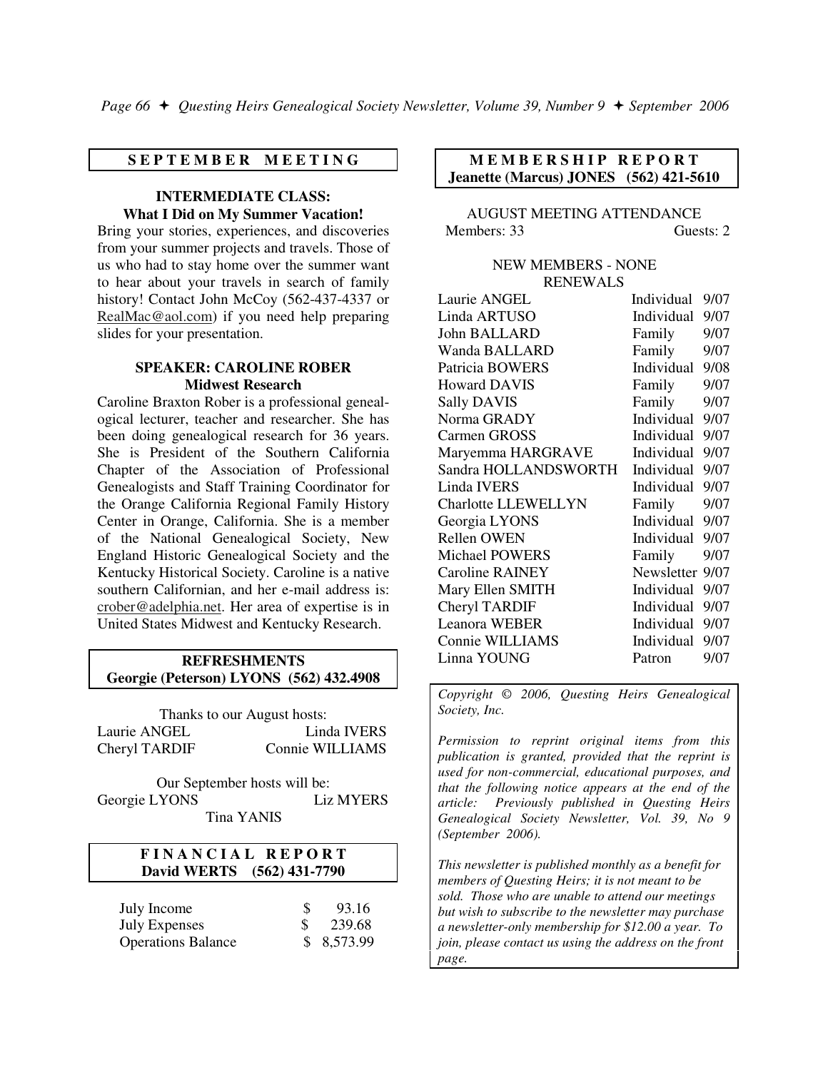## SEPTEMBER MEETING

### INTERMEDIATE CLASS: What I Did on My Summer Vacation!

Bring your stories, experiences, and discoveries from your summer projects and travels. Those of us who had to stay home over the summer want to hear about your travels in search of family history! Contact John McCoy (562-437-4337 or RealMac@aol.com) if you need help preparing slides for your presentation.

### SPEAKER: CAROLINE ROBER Midwest Research

Caroline Braxton Rober is a professional genealogical lecturer, teacher and researcher. She has been doing genealogical research for 36 years. She is President of the Southern California Chapter of the Association of Professional Genealogists and Staff Training Coordinator for the Orange California Regional Family History Center in Orange, California. She is a member of the National Genealogical Society, New England Historic Genealogical Society and the Kentucky Historical Society. Caroline is a native southern Californian, and her e-mail address is: crober@adelphia.net. Her area of expertise is in United States Midwest and Kentucky Research.

## REFRESHMENTS
**Georgie (Peterson) LYONS (562) 432.4908**

Thanks to our August hosts:

Laurie ANGEL, Linda IVERS, Cheryl TARDIF, Connie WILLIAMS

Our September hosts will be:

Georgie LYONS, Liz MYERS, Tina YANIS

## FINANCIAL REPORT
**David WERTS (562) 431-7790**

| | |
|---|---|
| July Income | $ 93.16 |
| July Expenses | $ 239.68 |
| Operations Balance | $ 8,573.99 |

## MEMBERSHIP REPORT
**Jeanette (Marcus) JONES (562) 421-5610**

AUGUST MEETING ATTENDANCE
Members: 33 Guests: 2

NEW MEMBERS - NONE

RENEWALS

| Name | Type | Expires |
|---|---|---|
| Laurie ANGEL | Individual | 9/07 |
| Linda ARTUSO | Individual | 9/07 |
| John BALLARD | Family | 9/07 |
| Wanda BALLARD | Family | 9/07 |
| Patricia BOWERS | Individual | 9/08 |
| Howard DAVIS | Family | 9/07 |
| Sally DAVIS | Family | 9/07 |
| Norma GRADY | Individual | 9/07 |
| Carmen GROSS | Individual | 9/07 |
| Maryemma HARGRAVE | Individual | 9/07 |
| Sandra HOLLANDSWORTH | Individual | 9/07 |
| Linda IVERS | Individual | 9/07 |
| Charlotte LLEWELLYN | Family | 9/07 |
| Georgia LYONS | Individual | 9/07 |
| Rellen OWEN | Individual | 9/07 |
| Michael POWERS | Family | 9/07 |
| Caroline RAINEY | Newsletter | 9/07 |
| Mary Ellen SMITH | Individual | 9/07 |
| Cheryl TARDIF | Individual | 9/07 |
| Leanora WEBER | Individual | 9/07 |
| Connie WILLIAMS | Individual | 9/07 |
| Linna YOUNG | Patron | 9/07 |

*Copyright © 2006, Questing Heirs Genealogical Society, Inc.*

*Permission to reprint original items from this publication is granted, provided that the reprint is used for non-commercial, educational purposes, and that the following notice appears at the end of the article: Previously published in Questing Heirs Genealogical Society Newsletter, Vol. 39, No 9 (September 2006).*

*This newsletter is published monthly as a benefit for members of Questing Heirs; it is not meant to be sold. Those who are unable to attend our meetings but wish to subscribe to the newsletter may purchase a newsletter-only membership for $12.00 a year. To join, please contact us using the address on the front page.*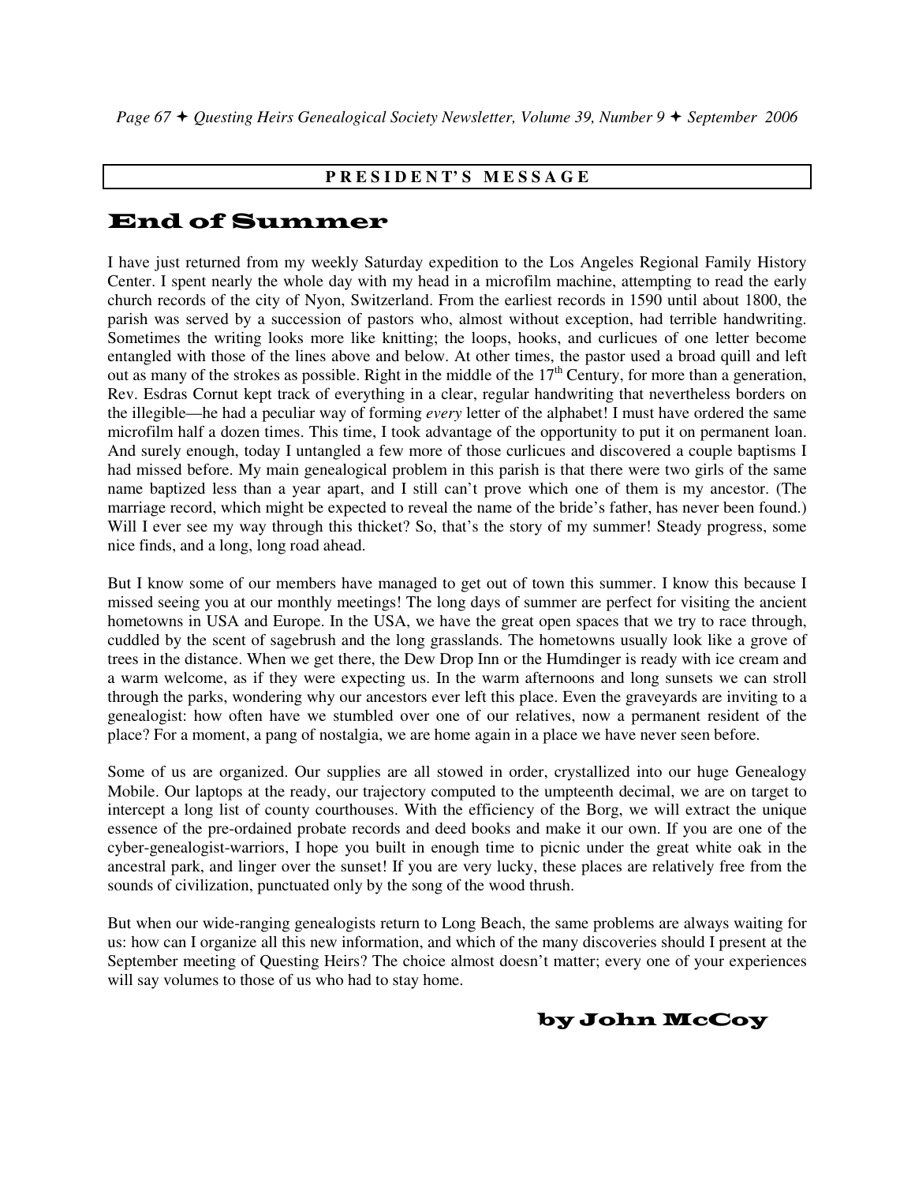**PRESIDENT'S MESSAGE**

# End of Summer

I have just returned from my weekly Saturday expedition to the Los Angeles Regional Family History Center. I spent nearly the whole day with my head in a microfilm machine, attempting to read the early church records of the city of Nyon, Switzerland. From the earliest records in 1590 until about 1800, the parish was served by a succession of pastors who, almost without exception, had terrible handwriting. Sometimes the writing looks more like knitting; the loops, hooks, and curlicues of one letter become entangled with those of the lines above and below. At other times, the pastor used a broad quill and left out as many of the strokes as possible. Right in the middle of the 17th Century, for more than a generation, Rev. Esdras Cornut kept track of everything in a clear, regular handwriting that nevertheless borders on the illegible—he had a peculiar way of forming *every* letter of the alphabet! I must have ordered the same microfilm half a dozen times. This time, I took advantage of the opportunity to put it on permanent loan. And surely enough, today I untangled a few more of those curlicues and discovered a couple baptisms I had missed before. My main genealogical problem in this parish is that there were two girls of the same name baptized less than a year apart, and I still can't prove which one of them is my ancestor. (The marriage record, which might be expected to reveal the name of the bride's father, has never been found.) Will I ever see my way through this thicket? So, that's the story of my summer! Steady progress, some nice finds, and a long, long road ahead.

But I know some of our members have managed to get out of town this summer. I know this because I missed seeing you at our monthly meetings! The long days of summer are perfect for visiting the ancient hometowns in USA and Europe. In the USA, we have the great open spaces that we try to race through, cuddled by the scent of sagebrush and the long grasslands. The hometowns usually look like a grove of trees in the distance. When we get there, the Dew Drop Inn or the Humdinger is ready with ice cream and a warm welcome, as if they were expecting us. In the warm afternoons and long sunsets we can stroll through the parks, wondering why our ancestors ever left this place. Even the graveyards are inviting to a genealogist: how often have we stumbled over one of our relatives, now a permanent resident of the place? For a moment, a pang of nostalgia, we are home again in a place we have never seen before.

Some of us are organized. Our supplies are all stowed in order, crystallized into our huge Genealogy Mobile. Our laptops at the ready, our trajectory computed to the umpteenth decimal, we are on target to intercept a long list of county courthouses. With the efficiency of the Borg, we will extract the unique essence of the pre-ordained probate records and deed books and make it our own. If you are one of the cyber-genealogist-warriors, I hope you built in enough time to picnic under the great white oak in the ancestral park, and linger over the sunset! If you are very lucky, these places are relatively free from the sounds of civilization, punctuated only by the song of the wood thrush.

But when our wide-ranging genealogists return to Long Beach, the same problems are always waiting for us: how can I organize all this new information, and which of the many discoveries should I present at the September meeting of Questing Heirs? The choice almost doesn't matter; every one of your experiences will say volumes to those of us who had to stay home.

**by John McCoy**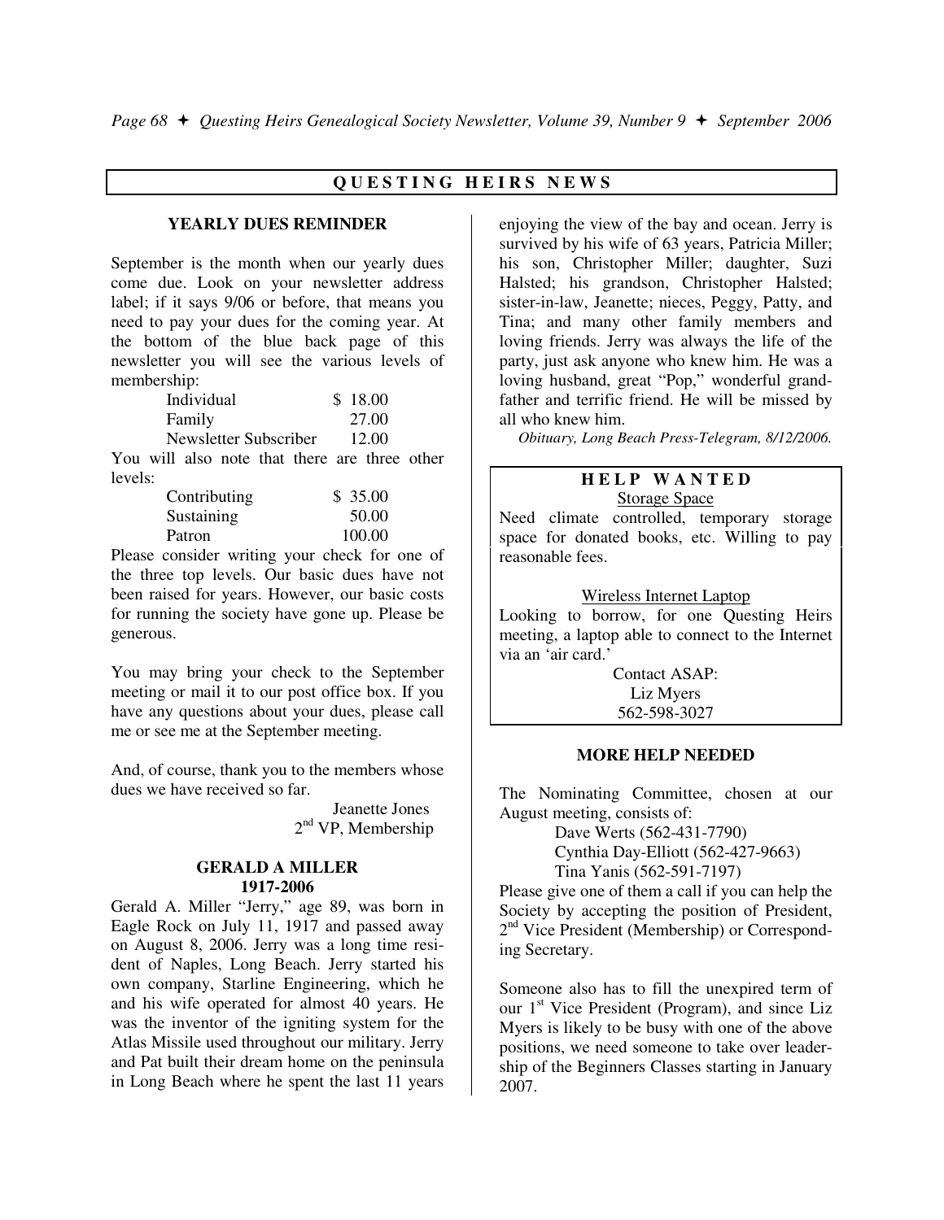## QUESTING HEIRS NEWS

### YEARLY DUES REMINDER

September is the month when our yearly dues come due. Look on your newsletter address label; if it says 9/06 or before, that means you need to pay your dues for the coming year. At the bottom of the blue back page of this newsletter you will see the various levels of membership:

| | |
|---|---|
| Individual | $ 18.00 |
| Family | 27.00 |
| Newsletter Subscriber | 12.00 |

You will also note that there are three other levels:

| | |
|---|---|
| Contributing | $ 35.00 |
| Sustaining | 50.00 |
| Patron | 100.00 |

Please consider writing your check for one of the three top levels. Our basic dues have not been raised for years. However, our basic costs for running the society have gone up. Please be generous.

You may bring your check to the September meeting or mail it to our post office box. If you have any questions about your dues, please call me or see me at the September meeting.

And, of course, thank you to the members whose dues we have received so far.

Jeanette Jones
2nd VP, Membership

### GERALD A MILLER
### 1917-2006

Gerald A. Miller "Jerry," age 89, was born in Eagle Rock on July 11, 1917 and passed away on August 8, 2006. Jerry was a long time resident of Naples, Long Beach. Jerry started his own company, Starline Engineering, which he and his wife operated for almost 40 years. He was the inventor of the igniting system for the Atlas Missile used throughout our military. Jerry and Pat built their dream home on the peninsula in Long Beach where he spent the last 11 years enjoying the view of the bay and ocean. Jerry is survived by his wife of 63 years, Patricia Miller; his son, Christopher Miller; daughter, Suzi Halsted; his grandson, Christopher Halsted; sister-in-law, Jeanette; nieces, Peggy, Patty, and Tina; and many other family members and loving friends. Jerry was always the life of the party, just ask anyone who knew him. He was a loving husband, great "Pop," wonderful grandfather and terrific friend. He will be missed by all who knew him.

*Obituary, Long Beach Press-Telegram, 8/12/2006.*

### HELP WANTED

Storage Space

Need climate controlled, temporary storage space for donated books, etc. Willing to pay reasonable fees.

Wireless Internet Laptop

Looking to borrow, for one Questing Heirs meeting, a laptop able to connect to the Internet via an 'air card.'

Contact ASAP:
Liz Myers
562-598-3027

### MORE HELP NEEDED

The Nominating Committee, chosen at our August meeting, consists of:

Dave Werts (562-431-7790)
Cynthia Day-Elliott (562-427-9663)
Tina Yanis (562-591-7197)

Please give one of them a call if you can help the Society by accepting the position of President, 2nd Vice President (Membership) or Corresponding Secretary.

Someone also has to fill the unexpired term of our 1st Vice President (Program), and since Liz Myers is likely to be busy with one of the above positions, we need someone to take over leadership of the Beginners Classes starting in January 2007.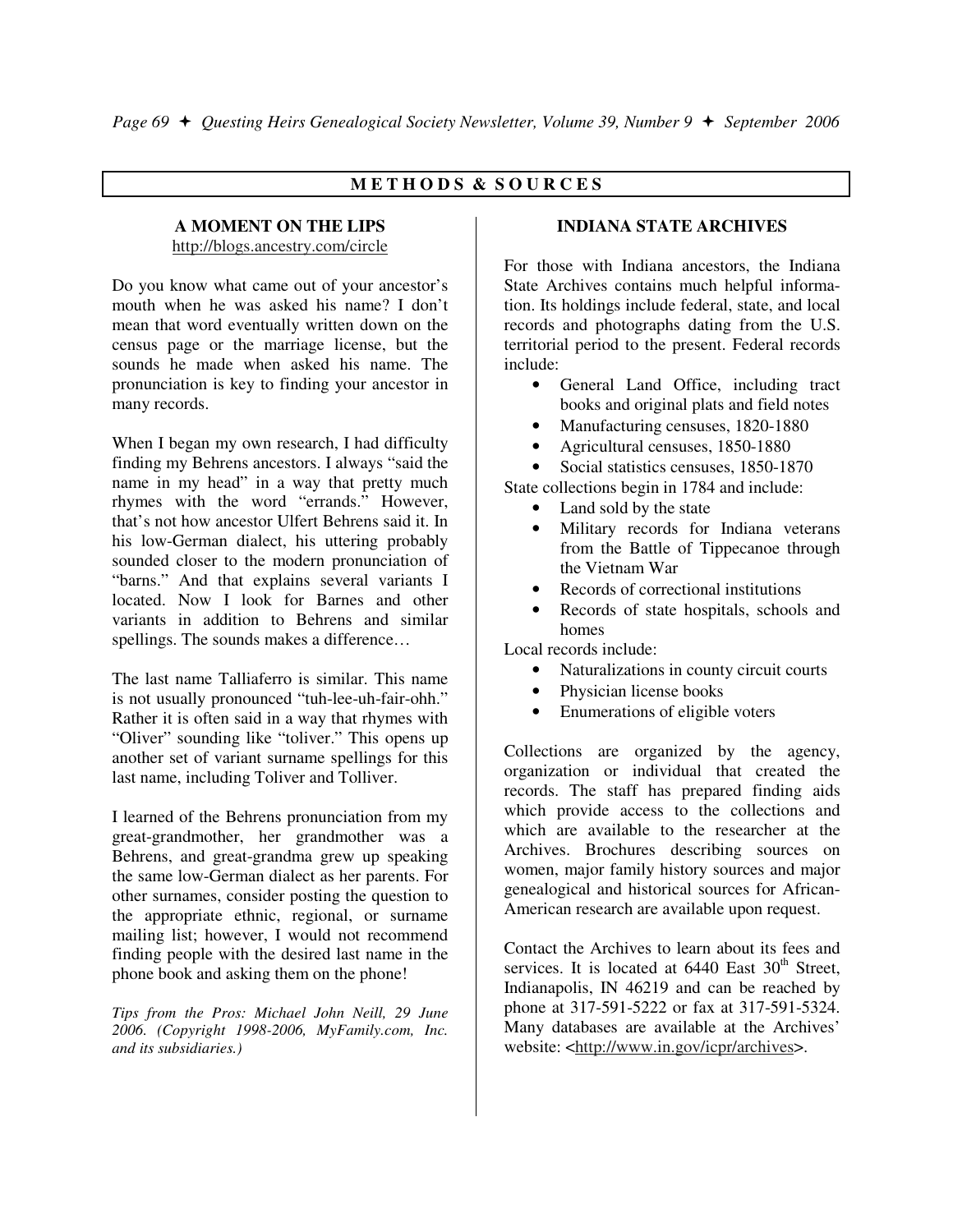## METHODS & SOURCES

### A MOMENT ON THE LIPS

http://blogs.ancestry.com/circle

Do you know what came out of your ancestor's mouth when he was asked his name? I don't mean that word eventually written down on the census page or the marriage license, but the sounds he made when asked his name. The pronunciation is key to finding your ancestor in many records.

When I began my own research, I had difficulty finding my Behrens ancestors. I always "said the name in my head" in a way that pretty much rhymes with the word "errands." However, that's not how ancestor Ulfert Behrens said it. In his low-German dialect, his uttering probably sounded closer to the modern pronunciation of "barns." And that explains several variants I located. Now I look for Barnes and other variants in addition to Behrens and similar spellings. The sounds makes a difference…

The last name Talliaferro is similar. This name is not usually pronounced "tuh-lee-uh-fair-ohh." Rather it is often said in a way that rhymes with "Oliver" sounding like "toliver." This opens up another set of variant surname spellings for this last name, including Toliver and Tolliver.

I learned of the Behrens pronunciation from my great-grandmother, her grandmother was a Behrens, and great-grandma grew up speaking the same low-German dialect as her parents. For other surnames, consider posting the question to the appropriate ethnic, regional, or surname mailing list; however, I would not recommend finding people with the desired last name in the phone book and asking them on the phone!

*Tips from the Pros: Michael John Neill, 29 June 2006. (Copyright 1998-2006, MyFamily.com, Inc. and its subsidiaries.)*

### INDIANA STATE ARCHIVES

For those with Indiana ancestors, the Indiana State Archives contains much helpful information. Its holdings include federal, state, and local records and photographs dating from the U.S. territorial period to the present. Federal records include:

- General Land Office, including tract books and original plats and field notes
- Manufacturing censuses, 1820-1880
- Agricultural censuses, 1850-1880
- Social statistics censuses, 1850-1870

State collections begin in 1784 and include:

- Land sold by the state
- Military records for Indiana veterans from the Battle of Tippecanoe through the Vietnam War
- Records of correctional institutions
- Records of state hospitals, schools and homes

Local records include:

- Naturalizations in county circuit courts
- Physician license books
- Enumerations of eligible voters

Collections are organized by the agency, organization or individual that created the records. The staff has prepared finding aids which provide access to the collections and which are available to the researcher at the Archives. Brochures describing sources on women, major family history sources and major genealogical and historical sources for African-American research are available upon request.

Contact the Archives to learn about its fees and services. It is located at 6440 East 30th Street, Indianapolis, IN 46219 and can be reached by phone at 317-591-5222 or fax at 317-591-5324. Many databases are available at the Archives' website: <http://www.in.gov/icpr/archives>.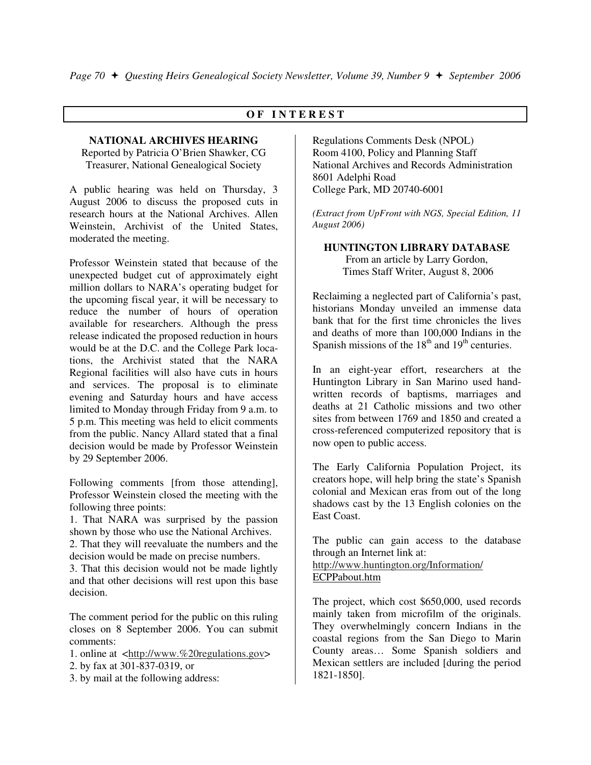## OF INTEREST

### NATIONAL ARCHIVES HEARING

Reported by Patricia O'Brien Shawker, CG
Treasurer, National Genealogical Society

A public hearing was held on Thursday, 3 August 2006 to discuss the proposed cuts in research hours at the National Archives. Allen Weinstein, Archivist of the United States, moderated the meeting.

Professor Weinstein stated that because of the unexpected budget cut of approximately eight million dollars to NARA's operating budget for the upcoming fiscal year, it will be necessary to reduce the number of hours of operation available for researchers. Although the press release indicated the proposed reduction in hours would be at the D.C. and the College Park locations, the Archivist stated that the NARA Regional facilities will also have cuts in hours and services. The proposal is to eliminate evening and Saturday hours and have access limited to Monday through Friday from 9 a.m. to 5 p.m. This meeting was held to elicit comments from the public. Nancy Allard stated that a final decision would be made by Professor Weinstein by 29 September 2006.

Following comments [from those attending], Professor Weinstein closed the meeting with the following three points:

1. That NARA was surprised by the passion shown by those who use the National Archives.
2. That they will reevaluate the numbers and the decision would be made on precise numbers.
3. That this decision would not be made lightly and that other decisions will rest upon this base decision.

The comment period for the public on this ruling closes on 8 September 2006. You can submit comments:

1. online at <http://www.%20regulations.gov>
2. by fax at 301-837-0319, or
3. by mail at the following address:

Regulations Comments Desk (NPOL)
Room 4100, Policy and Planning Staff
National Archives and Records Administration
8601 Adelphi Road
College Park, MD 20740-6001

*(Extract from UpFront with NGS, Special Edition, 11 August 2006)*

### HUNTINGTON LIBRARY DATABASE

From an article by Larry Gordon,
Times Staff Writer, August 8, 2006

Reclaiming a neglected part of California's past, historians Monday unveiled an immense data bank that for the first time chronicles the lives and deaths of more than 100,000 Indians in the Spanish missions of the 18th and 19th centuries.

In an eight-year effort, researchers at the Huntington Library in San Marino used handwritten records of baptisms, marriages and deaths at 21 Catholic missions and two other sites from between 1769 and 1850 and created a cross-referenced computerized repository that is now open to public access.

The Early California Population Project, its creators hope, will help bring the state's Spanish colonial and Mexican eras from out of the long shadows cast by the 13 English colonies on the East Coast.

The public can gain access to the database through an Internet link at:
http://www.huntington.org/Information/ECPPabout.htm

The project, which cost $650,000, used records mainly taken from microfilm of the originals. They overwhelmingly concern Indians in the coastal regions from the San Diego to Marin County areas… Some Spanish soldiers and Mexican settlers are included [during the period 1821-1850].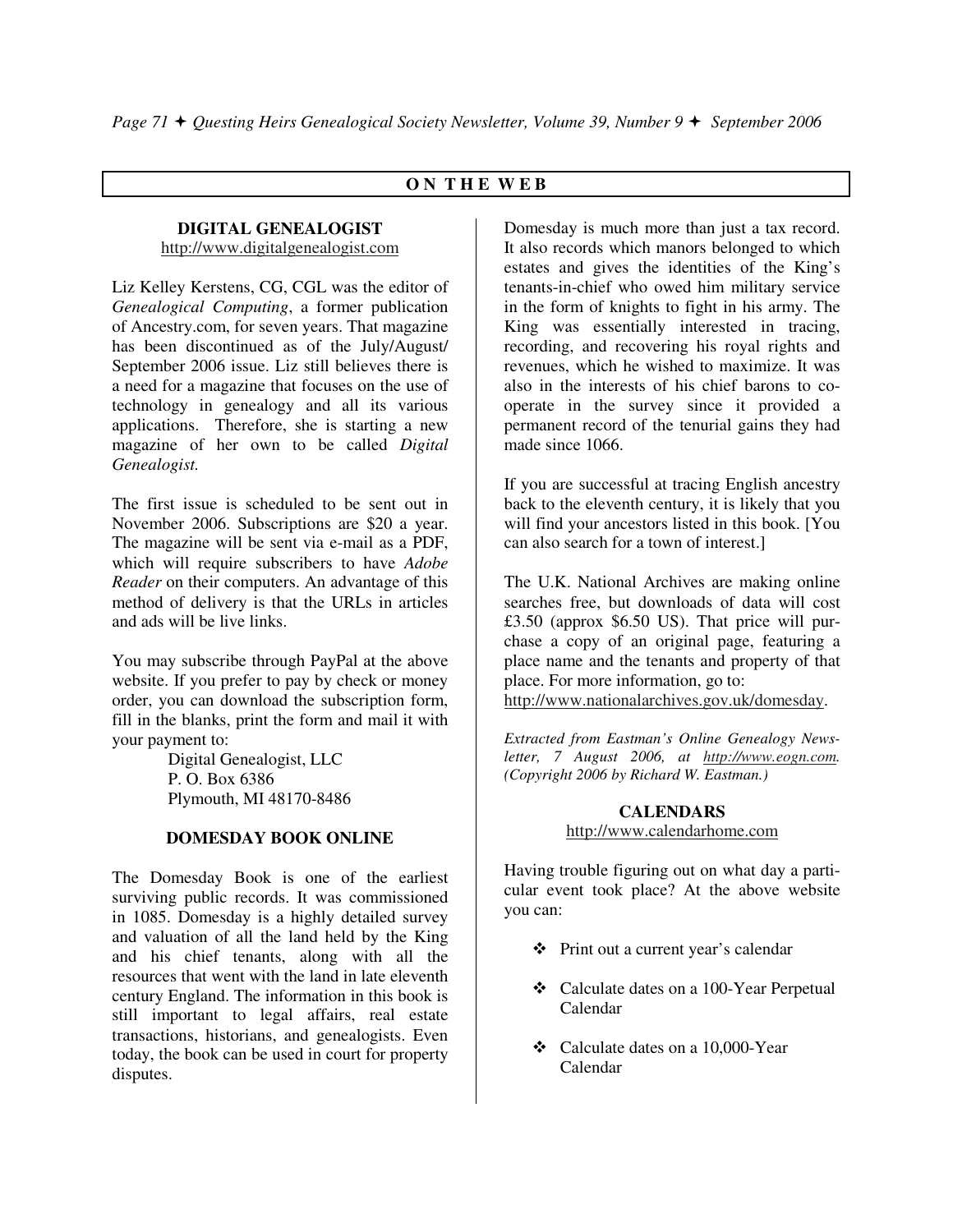## ON THE WEB

### DIGITAL GENEALOGIST

http://www.digitalgenealogist.com

Liz Kelley Kerstens, CG, CGL was the editor of *Genealogical Computing*, a former publication of Ancestry.com, for seven years. That magazine has been discontinued as of the July/August/ September 2006 issue. Liz still believes there is a need for a magazine that focuses on the use of technology in genealogy and all its various applications. Therefore, she is starting a new magazine of her own to be called *Digital Genealogist.*

The first issue is scheduled to be sent out in November 2006. Subscriptions are $20 a year. The magazine will be sent via e-mail as a PDF, which will require subscribers to have *Adobe Reader* on their computers. An advantage of this method of delivery is that the URLs in articles and ads will be live links.

You may subscribe through PayPal at the above website. If you prefer to pay by check or money order, you can download the subscription form, fill in the blanks, print the form and mail it with your payment to:

Digital Genealogist, LLC
P. O. Box 6386
Plymouth, MI 48170-8486

### DOMESDAY BOOK ONLINE

The Domesday Book is one of the earliest surviving public records. It was commissioned in 1085. Domesday is a highly detailed survey and valuation of all the land held by the King and his chief tenants, along with all the resources that went with the land in late eleventh century England. The information in this book is still important to legal affairs, real estate transactions, historians, and genealogists. Even today, the book can be used in court for property disputes.

Domesday is much more than just a tax record. It also records which manors belonged to which estates and gives the identities of the King's tenants-in-chief who owed him military service in the form of knights to fight in his army. The King was essentially interested in tracing, recording, and recovering his royal rights and revenues, which he wished to maximize. It was also in the interests of his chief barons to co-operate in the survey since it provided a permanent record of the tenurial gains they had made since 1066.

If you are successful at tracing English ancestry back to the eleventh century, it is likely that you will find your ancestors listed in this book. [You can also search for a town of interest.]

The U.K. National Archives are making online searches free, but downloads of data will cost £3.50 (approx $6.50 US). That price will purchase a copy of an original page, featuring a place name and the tenants and property of that place. For more information, go to: http://www.nationalarchives.gov.uk/domesday.

*Extracted from Eastman's Online Genealogy Newsletter, 7 August 2006, at http://www.eogn.com. (Copyright 2006 by Richard W. Eastman.)*

### CALENDARS

http://www.calendarhome.com

Having trouble figuring out on what day a particular event took place? At the above website you can:

- Print out a current year's calendar
- Calculate dates on a 100-Year Perpetual Calendar
- Calculate dates on a 10,000-Year Calendar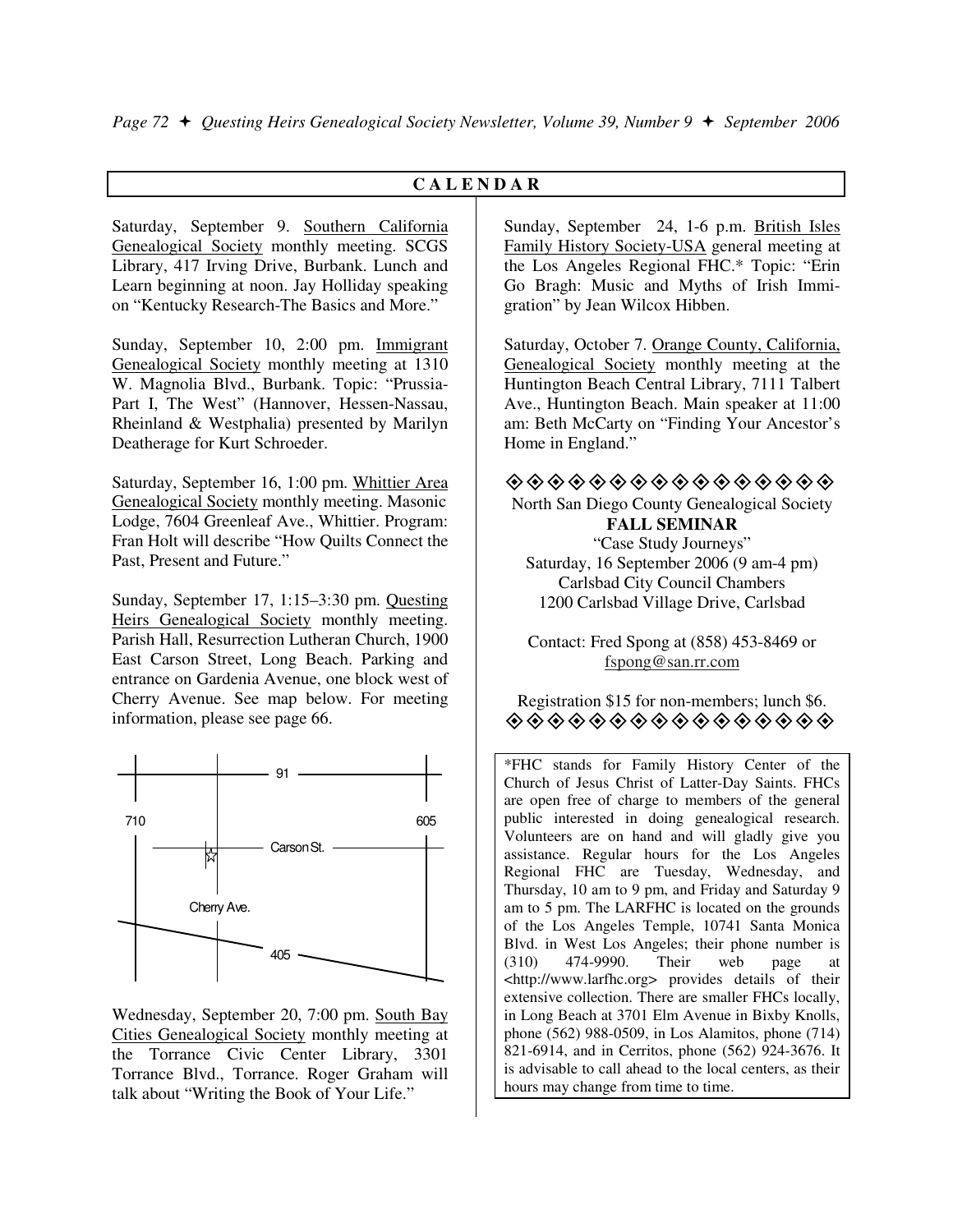## CALENDAR

Saturday, September 9. Southern California Genealogical Society monthly meeting. SCGS Library, 417 Irving Drive, Burbank. Lunch and Learn beginning at noon. Jay Holliday speaking on "Kentucky Research-The Basics and More."

Sunday, September 10, 2:00 pm. Immigrant Genealogical Society monthly meeting at 1310 W. Magnolia Blvd., Burbank. Topic: "Prussia-Part I, The West" (Hannover, Hessen-Nassau, Rheinland & Westphalia) presented by Marilyn Deatherage for Kurt Schroeder.

Saturday, September 16, 1:00 pm. Whittier Area Genealogical Society monthly meeting. Masonic Lodge, 7604 Greenleaf Ave., Whittier. Program: Fran Holt will describe "How Quilts Connect the Past, Present and Future."

Sunday, September 17, 1:15–3:30 pm. Questing Heirs Genealogical Society monthly meeting. Parish Hall, Resurrection Lutheran Church, 1900 East Carson Street, Long Beach. Parking and entrance on Gardenia Avenue, one block west of Cherry Avenue. See map below. For meeting information, please see page 66.

91
710
605
Carson St.
Cherry Ave.
405

Wednesday, September 20, 7:00 pm. South Bay Cities Genealogical Society monthly meeting at the Torrance Civic Center Library, 3301 Torrance Blvd., Torrance. Roger Graham will talk about "Writing the Book of Your Life."

Sunday, September 24, 1-6 p.m. British Isles Family History Society-USA general meeting at the Los Angeles Regional FHC.* Topic: "Erin Go Bragh: Music and Myths of Irish Immigration" by Jean Wilcox Hibben.

Saturday, October 7. Orange County, California, Genealogical Society monthly meeting at the Huntington Beach Central Library, 7111 Talbert Ave., Huntington Beach. Main speaker at 11:00 am: Beth McCarty on "Finding Your Ancestor's Home in England."

◈◈◈◈◈◈◈◈◈◈◈◈◈◈◈◈

North San Diego County Genealogical Society
**FALL SEMINAR**
"Case Study Journeys"
Saturday, 16 September 2006 (9 am-4 pm)
Carlsbad City Council Chambers
1200 Carlsbad Village Drive, Carlsbad

Contact: Fred Spong at (858) 453-8469 or fspong@san.rr.com

Registration $15 for non-members; lunch $6.

◈◈◈◈◈◈◈◈◈◈◈◈◈◈◈◈

*FHC stands for Family History Center of the Church of Jesus Christ of Latter-Day Saints. FHCs are open free of charge to members of the general public interested in doing genealogical research. Volunteers are on hand and will gladly give you assistance. Regular hours for the Los Angeles Regional FHC are Tuesday, Wednesday, and Thursday, 10 am to 9 pm, and Friday and Saturday 9 am to 5 pm. The LARFHC is located on the grounds of the Los Angeles Temple, 10741 Santa Monica Blvd. in West Los Angeles; their phone number is (310) 474-9990. Their web page at <http://www.larfhc.org> provides details of their extensive collection. There are smaller FHCs locally, in Long Beach at 3701 Elm Avenue in Bixby Knolls, phone (562) 988-0509, in Los Alamitos, phone (714) 821-6914, and in Cerritos, phone (562) 924-3676. It is advisable to call ahead to the local centers, as their hours may change from time to time.